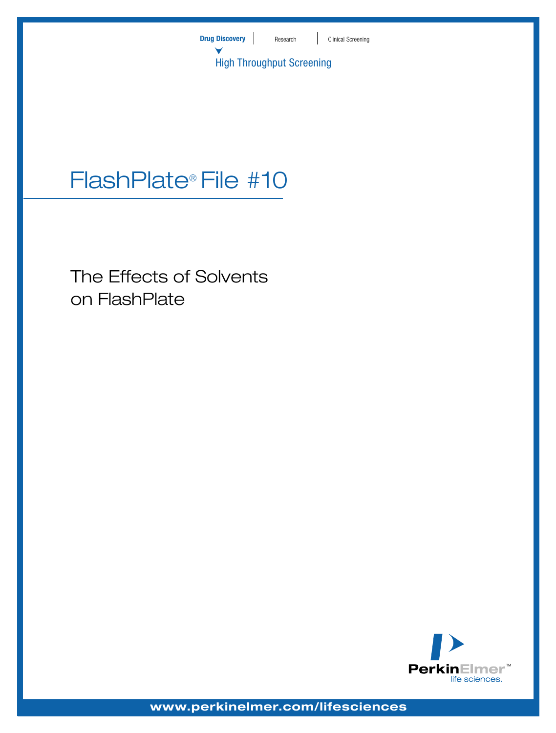Drug Discovery | Research | Clinical Screening

High Throughput Screening

# FlashPlate® File #10

## The Effects of Solvents on FlashPlate

PerkinElmer™ life sciences.

www.perkinelmer.com/lifesciences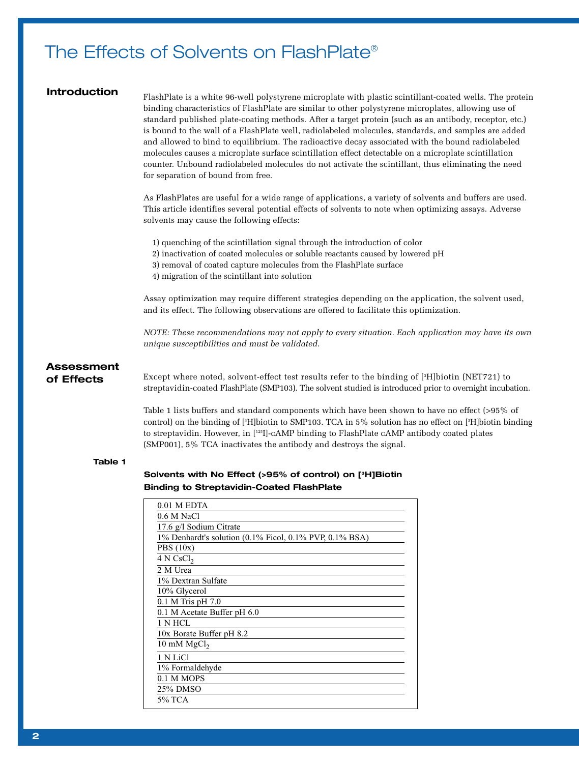# The Effects of Solvents on FlashPlate®

## Introduction

FlashPlate is a white 96-well polystyrene microplate with plastic scintillant-coated wells. The protein binding characteristics of FlashPlate are similar to other polystyrene microplates, allowing use of standard published plate-coating methods. After a target protein (such as an antibody, receptor, etc.) is bound to the wall of a FlashPlate well, radiolabeled molecules, standards, and samples are added and allowed to bind to equilibrium. The radioactive decay associated with the bound radiolabeled molecules causes a microplate surface scintillation effect detectable on a microplate scintillation counter. Unbound radiolabeled molecules do not activate the scintillant, thus eliminating the need for separation of bound from free.

As FlashPlates are useful for a wide range of applications, a variety of solvents and buffers are used. This article identifies several potential effects of solvents to note when optimizing assays. Adverse solvents may cause the following effects:

1) quenching of the scintillation signal through the introduction of color
2) inactivation of coated molecules or soluble reactants caused by lowered pH
3) removal of coated capture molecules from the FlashPlate surface
4) migration of the scintillant into solution

Assay optimization may require different strategies depending on the application, the solvent used, and its effect. The following observations are offered to facilitate this optimization.

*NOTE: These recommendations may not apply to every situation. Each application may have its own unique susceptibilities and must be validated.*

## Assessment of Effects

Except where noted, solvent-effect test results refer to the binding of [$^3$H]biotin (NET721) to streptavidin-coated FlashPlate (SMP103). The solvent studied is introduced prior to overnight incubation.

Table 1 lists buffers and standard components which have been shown to have no effect (>95% of control) on the binding of [$^3$H]biotin to SMP103. TCA in 5% solution has no effect on [$^3$H]biotin binding to streptavidin. However, in [$^{125}$I]-cAMP binding to FlashPlate cAMP antibody coated plates (SMP001), 5% TCA inactivates the antibody and destroys the signal.

**Table 1**

**Solvents with No Effect (>95% of control) on [$^3$H]Biotin Binding to Streptavidin-Coated FlashPlate**

| Solvent |
|---|
| 0.01 M EDTA |
| 0.6 M NaCl |
| 17.6 g/l Sodium Citrate |
| 1% Denhardt's solution (0.1% Ficol, 0.1% PVP, 0.1% BSA) |
| PBS (10x) |
| 4 N $CsCl_2$ |
| 2 M Urea |
| 1% Dextran Sulfate |
| 10% Glycerol |
| 0.1 M Tris pH 7.0 |
| 0.1 M Acetate Buffer pH 6.0 |
| 1 N HCL |
| 10x Borate Buffer pH 8.2 |
| 10 mM $MgCl_2$ |
| 1 N LiCl |
| 1% Formaldehyde |
| 0.1 M MOPS |
| 25% DMSO |
| 5% TCA |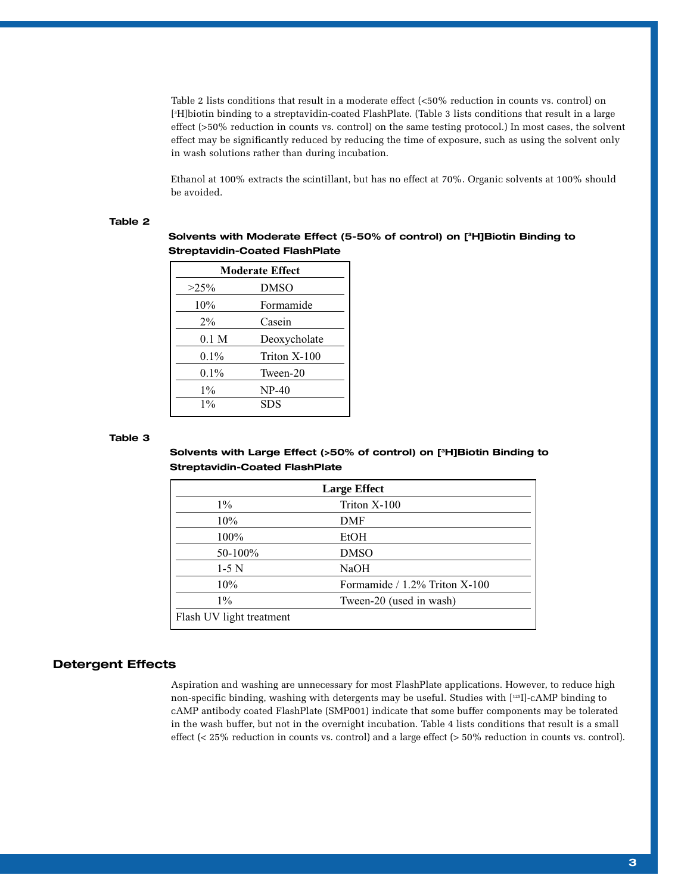Table 2 lists conditions that result in a moderate effect (<50% reduction in counts vs. control) on [$^{3}$H]biotin binding to a streptavidin-coated FlashPlate. (Table 3 lists conditions that result in a large effect (>50% reduction in counts vs. control) on the same testing protocol.) In most cases, the solvent effect may be significantly reduced by reducing the time of exposure, such as using the solvent only in wash solutions rather than during incubation.

Ethanol at 100% extracts the scintillant, but has no effect at 70%. Organic solvents at 100% should be avoided.

**Table 2**

**Solvents with Moderate Effect (5-50% of control) on [$^{3}$H]Biotin Binding to Streptavidin-Coated FlashPlate**

| Moderate Effect | |
|---|---|
| >25% | DMSO |
| 10% | Formamide |
| 2% | Casein |
| 0.1 M | Deoxycholate |
| 0.1% | Triton X-100 |
| 0.1% | Tween-20 |
| 1% | NP-40 |
| 1% | SDS |

**Table 3**

**Solvents with Large Effect (>50% of control) on [$^{3}$H]Biotin Binding to Streptavidin-Coated FlashPlate**

| Large Effect | |
|---|---|
| 1% | Triton X-100 |
| 10% | DMF |
| 100% | EtOH |
| 50-100% | DMSO |
| 1-5 N | NaOH |
| 10% | Formamide / 1.2% Triton X-100 |
| 1% | Tween-20 (used in wash) |
| Flash UV light treatment | |

## Detergent Effects

Aspiration and washing are unnecessary for most FlashPlate applications. However, to reduce high non-specific binding, washing with detergents may be useful. Studies with [$^{125}$I]-cAMP binding to cAMP antibody coated FlashPlate (SMP001) indicate that some buffer components may be tolerated in the wash buffer, but not in the overnight incubation. Table 4 lists conditions that result is a small effect (< 25% reduction in counts vs. control) and a large effect (> 50% reduction in counts vs. control).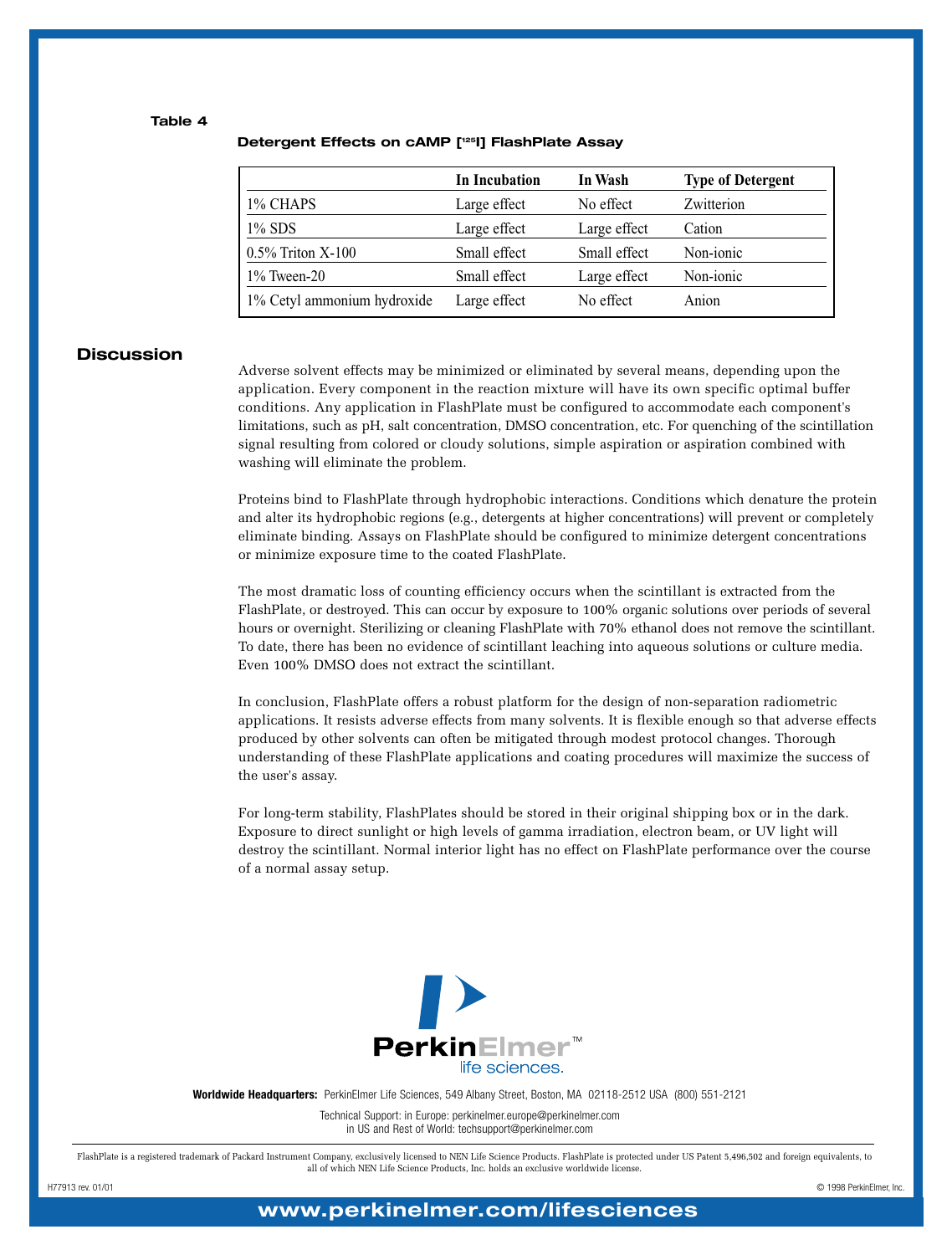**Table 4**

**Detergent Effects on cAMP [$^{125}$I] FlashPlate Assay**

| | In Incubation | In Wash | Type of Detergent |
|---|---|---|---|
| 1% CHAPS | Large effect | No effect | Zwitterion |
| 1% SDS | Large effect | Large effect | Cation |
| 0.5% Triton X-100 | Small effect | Small effect | Non-ionic |
| 1% Tween-20 | Small effect | Large effect | Non-ionic |
| 1% Cetyl ammonium hydroxide | Large effect | No effect | Anion |

## Discussion

Adverse solvent effects may be minimized or eliminated by several means, depending upon the application. Every component in the reaction mixture will have its own specific optimal buffer conditions. Any application in FlashPlate must be configured to accommodate each component's limitations, such as pH, salt concentration, DMSO concentration, etc. For quenching of the scintillation signal resulting from colored or cloudy solutions, simple aspiration or aspiration combined with washing will eliminate the problem.

Proteins bind to FlashPlate through hydrophobic interactions. Conditions which denature the protein and alter its hydrophobic regions (e.g., detergents at higher concentrations) will prevent or completely eliminate binding. Assays on FlashPlate should be configured to minimize detergent concentrations or minimize exposure time to the coated FlashPlate.

The most dramatic loss of counting efficiency occurs when the scintillant is extracted from the FlashPlate, or destroyed. This can occur by exposure to 100% organic solutions over periods of several hours or overnight. Sterilizing or cleaning FlashPlate with 70% ethanol does not remove the scintillant. To date, there has been no evidence of scintillant leaching into aqueous solutions or culture media. Even 100% DMSO does not extract the scintillant.

In conclusion, FlashPlate offers a robust platform for the design of non-separation radiometric applications. It resists adverse effects from many solvents. It is flexible enough so that adverse effects produced by other solvents can often be mitigated through modest protocol changes. Thorough understanding of these FlashPlate applications and coating procedures will maximize the success of the user's assay.

For long-term stability, FlashPlates should be stored in their original shipping box or in the dark. Exposure to direct sunlight or high levels of gamma irradiation, electron beam, or UV light will destroy the scintillant. Normal interior light has no effect on FlashPlate performance over the course of a normal assay setup.

PerkinElmer™ life sciences.

**Worldwide Headquarters:** PerkinElmer Life Sciences, 549 Albany Street, Boston, MA 02118-2512 USA (800) 551-2121

Technical Support: in Europe: perkinelmer.europe@perkinelmer.com
in US and Rest of World: techsupport@perkinelmer.com

FlashPlate is a registered trademark of Packard Instrument Company, exclusively licensed to NEN Life Science Products. FlashPlate is protected under US Patent 5,496,502 and foreign equivalents, to all of which NEN Life Science Products, Inc. holds an exclusive worldwide license.

H77913 rev. 01/01

© 1998 PerkinElmer, Inc.

**www.perkinelmer.com/lifesciences**